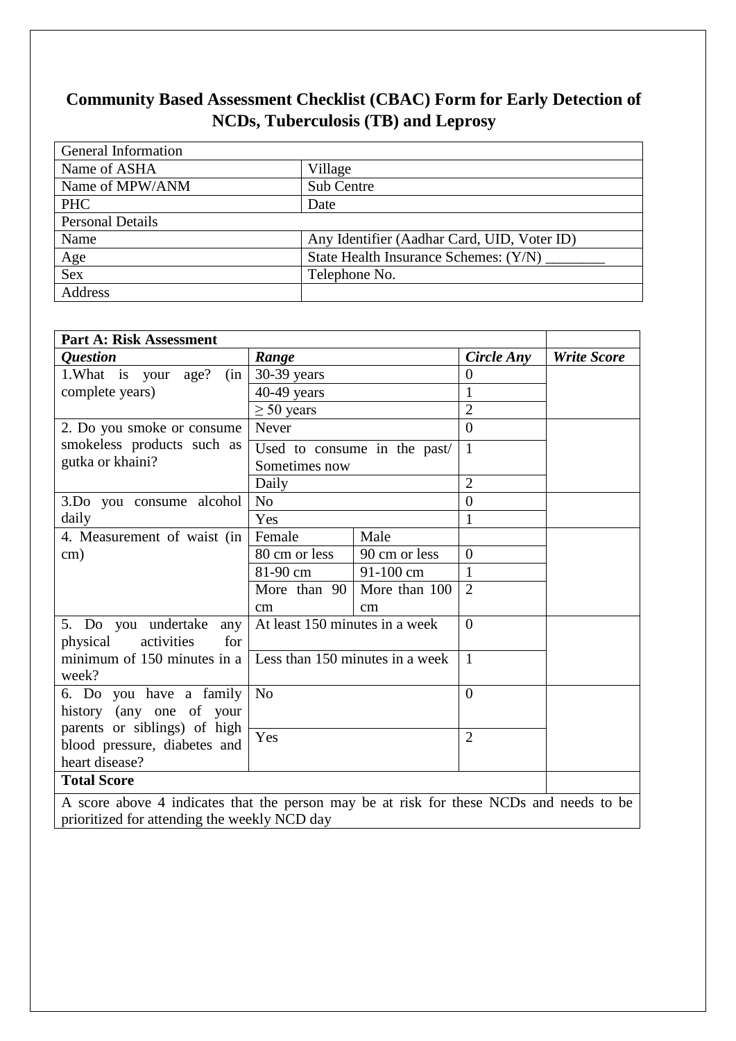# Community Based Assessment Checklist (CBAC) Form for Early Detection of NCDs, Tuberculosis (TB) and Leprosy

| General Information | |
|---|---|
| Name of ASHA | Village |
| Name of MPW/ANM | Sub Centre |
| PHC | Date |
| **Personal Details** | |
| Name | Any Identifier (Aadhar Card, UID, Voter ID) |
| Age | State Health Insurance Schemes: (Y/N) ________ |
| Sex | Telephone No. |
| Address | |

| **Part A: Risk Assessment** | | | | |
|---|---|---|---|---|
| ***Question*** | ***Range*** | | ***Circle Any*** | ***Write Score*** |
| 1.What is your age? (in complete years) | 30-39 years | | 0 | |
| | 40-49 years | | 1 | |
| | ≥ 50 years | | 2 | |
| 2. Do you smoke or consume smokeless products such as gutka or khaini? | Never | | 0 | |
| | Used to consume in the past/ Sometimes now | | 1 | |
| | Daily | | 2 | |
| 3.Do you consume alcohol daily | No | | 0 | |
| | Yes | | 1 | |
| 4. Measurement of waist (in cm) | Female | Male | | |
| | 80 cm or less | 90 cm or less | 0 | |
| | 81-90 cm | 91-100 cm | 1 | |
| | More than 90 cm | More than 100 cm | 2 | |
| 5. Do you undertake any physical activities for minimum of 150 minutes in a week? | At least 150 minutes in a week | | 0 | |
| | Less than 150 minutes in a week | | 1 | |
| 6. Do you have a family history (any one of your parents or siblings) of high blood pressure, diabetes and heart disease? | No | | 0 | |
| | Yes | | 2 | |
| **Total Score** | | | | |
| A score above 4 indicates that the person may be at risk for these NCDs and needs to be prioritized for attending the weekly NCD day | | | | |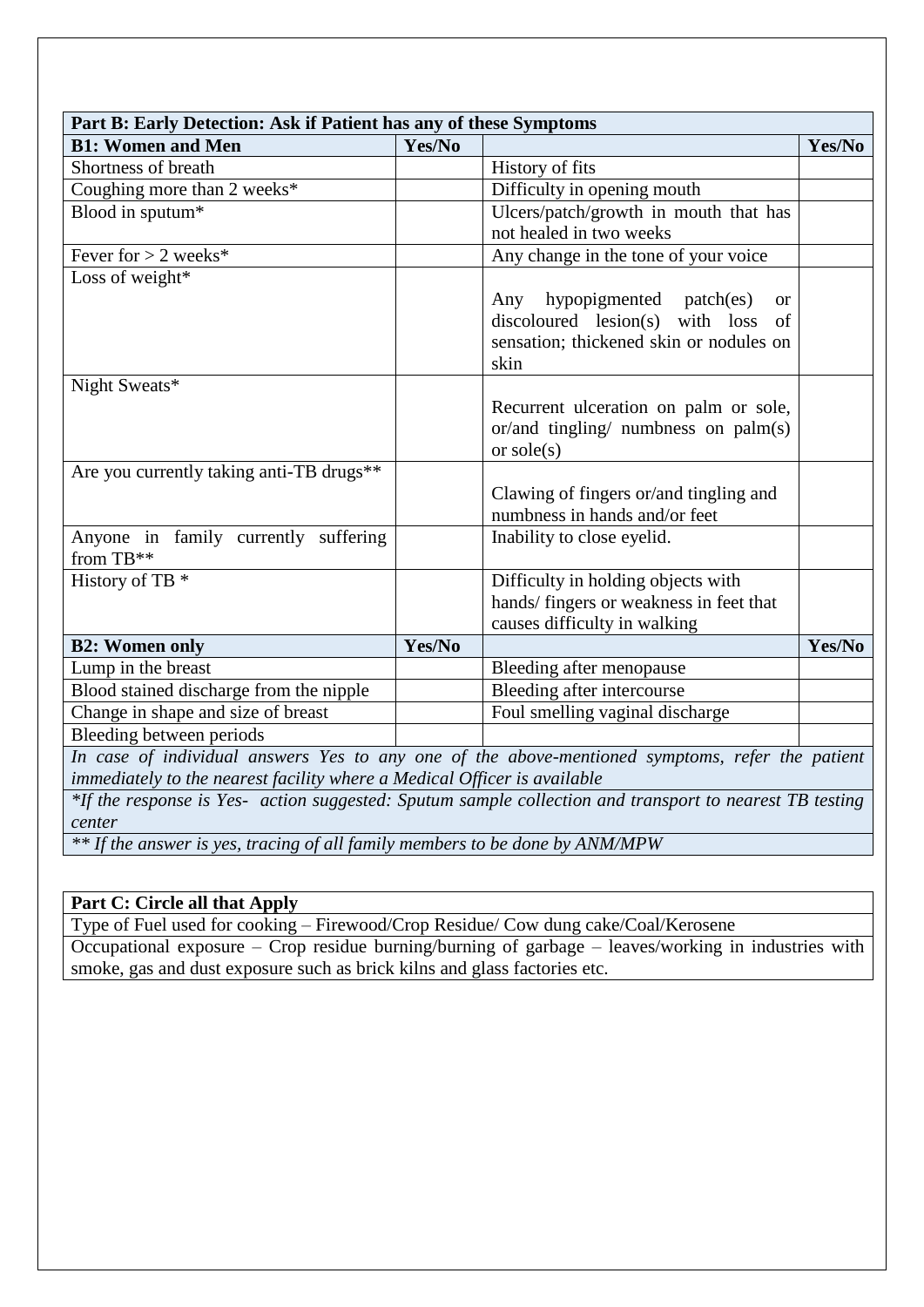| Part B: Early Detection: Ask if Patient has any of these Symptoms | | | |
|---|---|---|---|
| **B1: Women and Men** | **Yes/No** | | **Yes/No** |
| Shortness of breath | | History of fits | |
| Coughing more than 2 weeks* | | Difficulty in opening mouth | |
| Blood in sputum* | | Ulcers/patch/growth in mouth that has not healed in two weeks | |
| Fever for > 2 weeks* | | Any change in the tone of your voice | |
| Loss of weight* | | Any hypopigmented patch(es) or discoloured lesion(s) with loss of sensation; thickened skin or nodules on skin | |
| Night Sweats* | | Recurrent ulceration on palm or sole, or/and tingling/ numbness on palm(s) or sole(s) | |
| Are you currently taking anti-TB drugs** | | Clawing of fingers or/and tingling and numbness in hands and/or feet | |
| Anyone in family currently suffering from TB** | | Inability to close eyelid. | |
| History of TB * | | Difficulty in holding objects with hands/ fingers or weakness in feet that causes difficulty in walking | |
| **B2: Women only** | **Yes/No** | | **Yes/No** |
| Lump in the breast | | Bleeding after menopause | |
| Blood stained discharge from the nipple | | Bleeding after intercourse | |
| Change in shape and size of breast | | Foul smelling vaginal discharge | |
| Bleeding between periods | | | |
| *In case of individual answers Yes to any one of the above-mentioned symptoms, refer the patient immediately to the nearest facility where a Medical Officer is available* | | | |
| *\*If the response is Yes- action suggested: Sputum sample collection and transport to nearest TB testing center* | | | |
| *\*\* If the answer is yes, tracing of all family members to be done by ANM/MPW* | | | |

| Part C: Circle all that Apply |
|---|
| Type of Fuel used for cooking – Firewood/Crop Residue/ Cow dung cake/Coal/Kerosene |
| Occupational exposure – Crop residue burning/burning of garbage – leaves/working in industries with smoke, gas and dust exposure such as brick kilns and glass factories etc. |